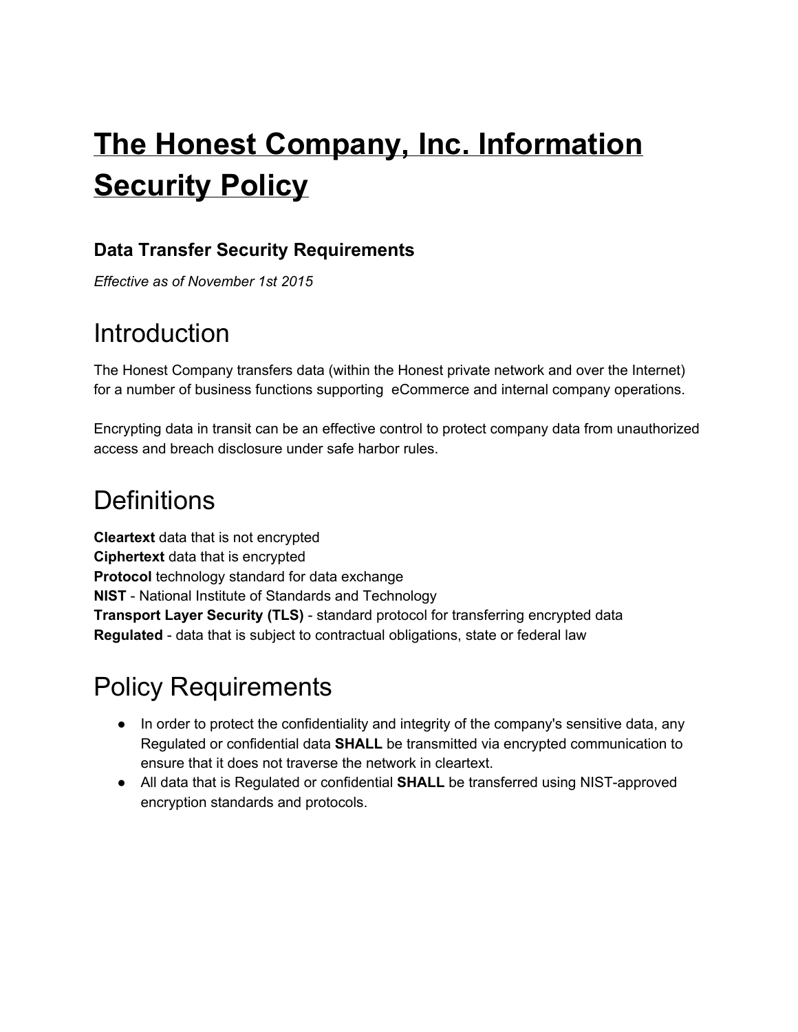# The Honest Company, Inc. Information Security Policy

### Data Transfer Security Requirements

*Effective as of November 1st 2015*

## Introduction

The Honest Company transfers data (within the Honest private network and over the Internet) for a number of business functions supporting eCommerce and internal company operations.

Encrypting data in transit can be an effective control to protect company data from unauthorized access and breach disclosure under safe harbor rules.

## Definitions

**Cleartext** data that is not encrypted
**Ciphertext** data that is encrypted
**Protocol** technology standard for data exchange
**NIST** - National Institute of Standards and Technology
**Transport Layer Security (TLS)** - standard protocol for transferring encrypted data
**Regulated** - data that is subject to contractual obligations, state or federal law

## Policy Requirements

- In order to protect the confidentiality and integrity of the company's sensitive data, any Regulated or confidential data **SHALL** be transmitted via encrypted communication to ensure that it does not traverse the network in cleartext.
- All data that is Regulated or confidential **SHALL** be transferred using NIST-approved encryption standards and protocols.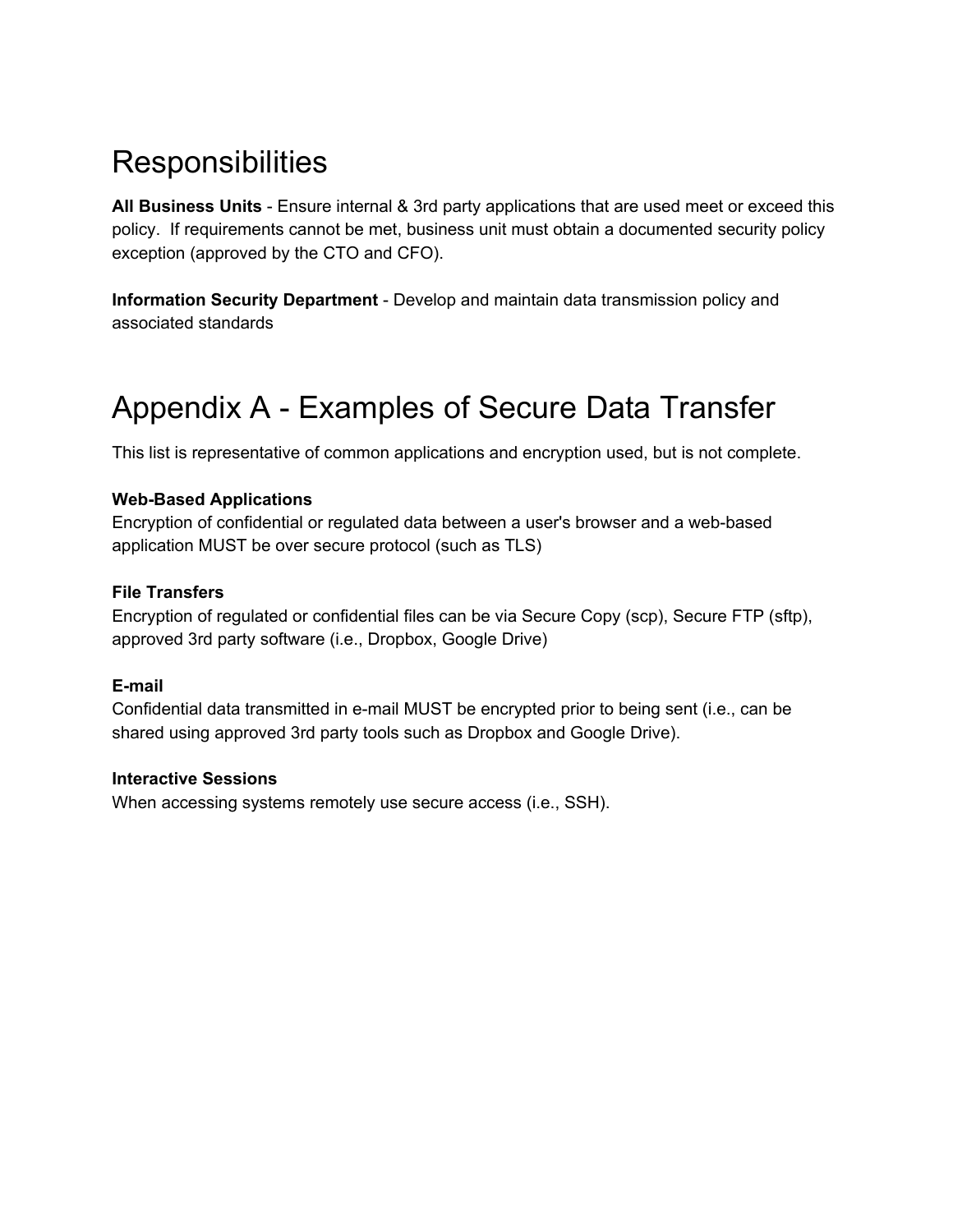# Responsibilities

**All Business Units** - Ensure internal & 3rd party applications that are used meet or exceed this policy.  If requirements cannot be met, business unit must obtain a documented security policy exception (approved by the CTO and CFO).

**Information Security Department** - Develop and maintain data transmission policy and associated standards

# Appendix A - Examples of Secure Data Transfer

This list is representative of common applications and encryption used, but is not complete.

**Web-Based Applications**
Encryption of confidential or regulated data between a user's browser and a web-based application MUST be over secure protocol (such as TLS)

**File Transfers**
Encryption of regulated or confidential files can be via Secure Copy (scp), Secure FTP (sftp), approved 3rd party software (i.e., Dropbox, Google Drive)

**E-mail**
Confidential data transmitted in e-mail MUST be encrypted prior to being sent (i.e., can be shared using approved 3rd party tools such as Dropbox and Google Drive).

**Interactive Sessions**
When accessing systems remotely use secure access (i.e., SSH).